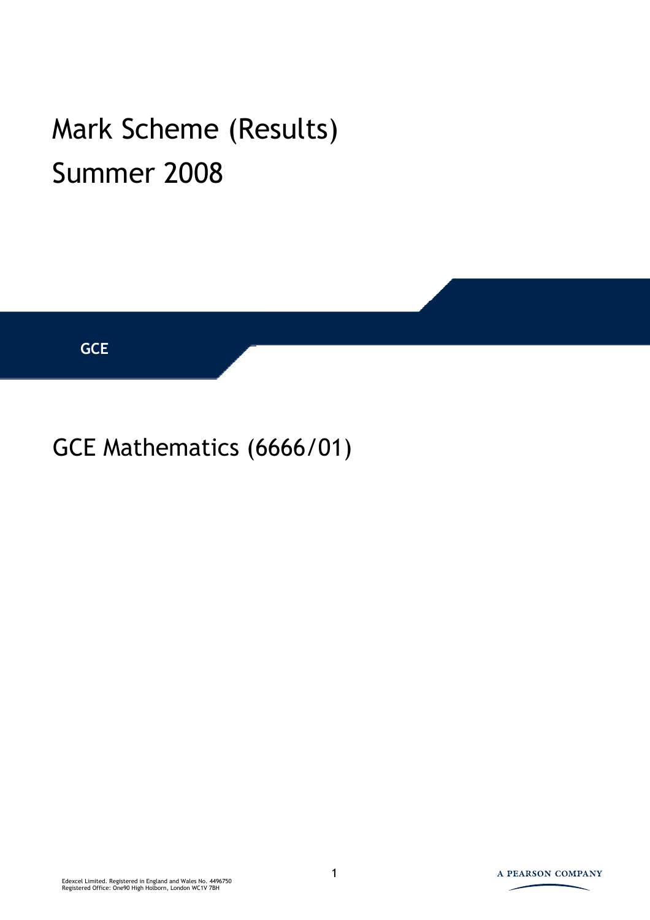# Mark Scheme (Results)

# Summer 2008

**GCE**

## GCE Mathematics (6666/01)

Edexcel Limited. Registered in England and Wales No. 4496750
Registered Office: One90 High Holborn, London WC1V 7BH

A PEARSON COMPANY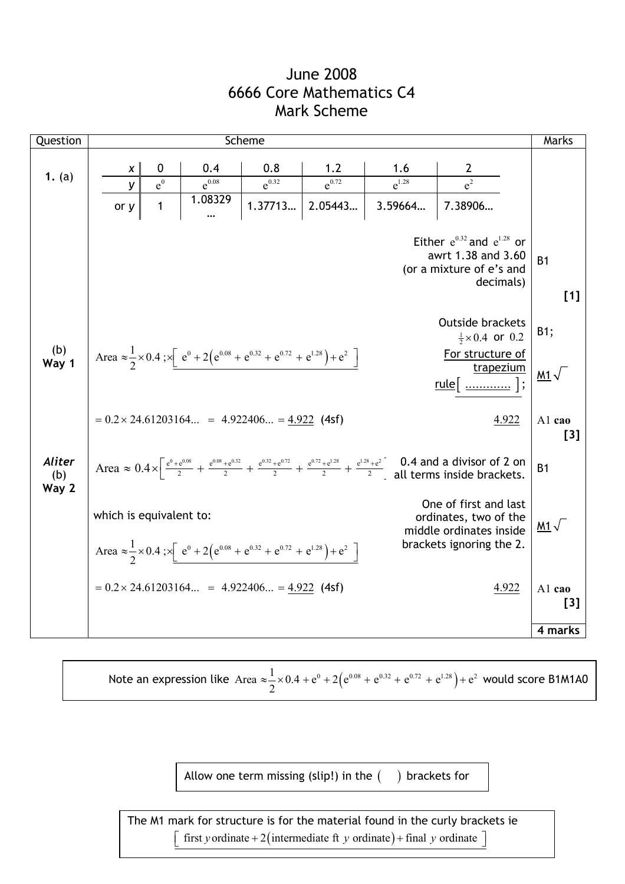# June 2008
## 6666 Core Mathematics C4
## Mark Scheme

| Question | Scheme | | Marks |
|---|---|---|---|
| **1.** (a) | | | |

| $x$ | 0 | 0.4 | 0.8 | 1.2 | 1.6 | 2 |
|---|---|---|---|---|---|---|
| $y$ | $e^{0}$ | $e^{0.08}$ | $e^{0.32}$ | $e^{0.72}$ | $e^{1.28}$ | $e^{2}$ |
| or $y$ | 1 | 1.08329… | 1.37713… | 2.05443… | 3.59664… | 7.38906… |

Either $e^{0.32}$ and $e^{1.28}$ or awrt 1.38 and 3.60 (or a mixture of e's and decimals) — B1 **[1]**

**(b) Way 1**

$$\text{Area} \approx \frac{1}{2}\times 0.4\,;\times\left[\,e^{0}+2\left(e^{0.08}+e^{0.32}+e^{0.72}+e^{1.28}\right)+e^{2}\,\right]$$

Outside brackets $\frac{1}{2}\times 0.4$ or $0.2$ — B1;

For structure of trapezium rule $[\ \ldots\ldots\ldots\ldots\ ]$; — M1 $\sqrt{}$

$= 0.2\times 24.61203164\ldots\ =\ 4.922406\ldots = \underline{4.922}$ (4sf) — $\underline{4.922}$ — A1 **cao** **[3]**

***Aliter* (b) Way 2**

$$\text{Area} \approx 0.4\times\left[\frac{e^{0}+e^{0.08}}{2}+\frac{e^{0.08}+e^{0.32}}{2}+\frac{e^{0.32}+e^{0.72}}{2}+\frac{e^{0.72}+e^{1.28}}{2}+\frac{e^{1.28}+e^{2}}{2}\right]$$

0.4 and a divisor of 2 on all terms inside brackets. — B1

which is equivalent to:

$$\text{Area} \approx \frac{1}{2}\times 0.4\,;\times\left[\,e^{0}+2\left(e^{0.08}+e^{0.32}+e^{0.72}+e^{1.28}\right)+e^{2}\,\right]$$

One of first and last ordinates, two of the middle ordinates inside brackets ignoring the 2. — M1 $\sqrt{}$

$= 0.2\times 24.61203164\ldots\ =\ 4.922406\ldots = \underline{4.922}$ (4sf) — $\underline{4.922}$ — A1 **cao** **[3]**

**4 marks**

Note an expression like $\text{Area} \approx \frac{1}{2}\times 0.4 + e^{0}+2\left(e^{0.08}+e^{0.32}+e^{0.72}+e^{1.28}\right)+e^{2}$ would score B1M1A0

Allow one term missing (slip!) in the ( ) brackets for

The M1 mark for structure is for the material found in the curly brackets ie
$\left[\ \text{first } y \text{ ordinate} + 2(\text{intermediate ft } y \text{ ordinate}) + \text{final } y \text{ ordinate}\ \right]$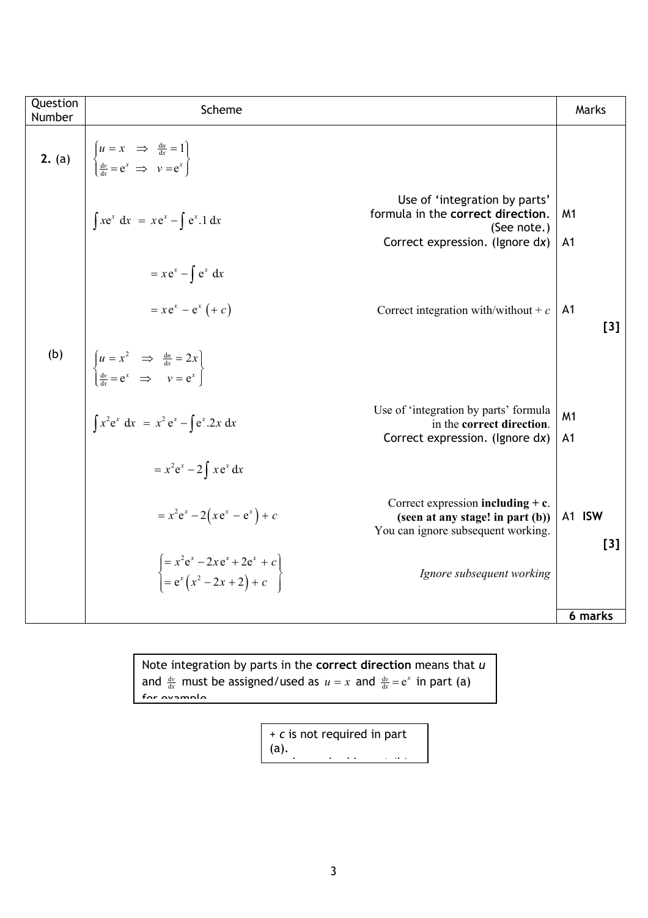| Question Number | Scheme | | Marks |
|---|---|---|---|
| **2.** (a) | $\left\{\begin{matrix} u = x & \Rightarrow & \frac{du}{dx} = 1 \\ \frac{dv}{dx} = e^x & \Rightarrow & v = e^x \end{matrix}\right\}$ | | |
| | $\int xe^x \, dx = xe^x - \int e^x.1 \, dx$ | Use of 'integration by parts' formula in the **correct direction**. (See note.) Correct expression. (Ignore d$x$) | M1 A1 |
| | $= xe^x - \int e^x \, dx$ | | |
| | $= xe^x - e^x \, (+c)$ | Correct integration with/without $+ c$ | A1 **[3]** |
| (b) | $\left\{\begin{matrix} u = x^2 & \Rightarrow & \frac{du}{dx} = 2x \\ \frac{dv}{dx} = e^x & \Rightarrow & v = e^x \end{matrix}\right\}$ | | |
| | $\int x^2 e^x \, dx = x^2 e^x - \int e^x.2x \, dx$ | Use of 'integration by parts' formula in the **correct direction**. Correct expression. (Ignore d$x$) | M1 A1 |
| | $= x^2 e^x - 2\int xe^x \, dx$ | | |
| | $= x^2 e^x - 2\left(xe^x - e^x\right) + c$ | Correct expression **including + c**. **(seen at any stage! in part (b))** You can ignore subsequent working. | A1 ISW **[3]** |
| | $\left\{\begin{matrix} = x^2 e^x - 2xe^x + 2e^x + c \\ = e^x\left(x^2 - 2x + 2\right) + c \end{matrix}\right\}$ | *Ignore subsequent working* | |
| | | | **6 marks** |

Note integration by parts in the **correct direction** means that $u$ and $\frac{dv}{dx}$ must be assigned/used as $u = x$ and $\frac{dv}{dx} = e^x$ in part (a) for example

$+ c$ is not required in part (a).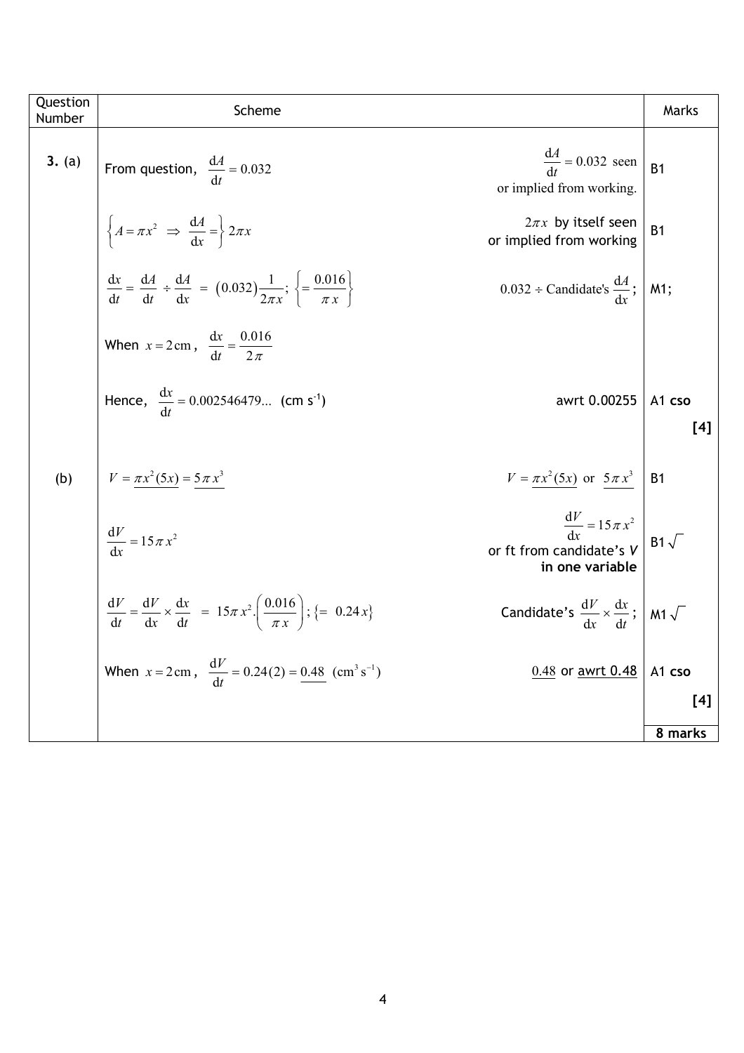| Question Number | Scheme | | Marks |
|---|---|---|---|
| **3.** (a) | From question, $\frac{dA}{dt} = 0.032$ | $\frac{dA}{dt} = 0.032$ seen or implied from working. | B1 |
| | $\left\{A = \pi x^2 \Rightarrow \frac{dA}{dx} = \right\} 2\pi x$ | $2\pi x$ by itself seen or implied from working | B1 |
| | $\frac{dx}{dt} = \frac{dA}{dt} \div \frac{dA}{dx} = (0.032)\frac{1}{2\pi x}; \left\{= \frac{0.016}{\pi x}\right\}$ | $0.032 \div$ Candidate's $\frac{dA}{dx}$; | M1; |
| | When $x = 2\,\text{cm}$, $\frac{dx}{dt} = \frac{0.016}{2\pi}$ | | |
| | Hence, $\frac{dx}{dt} = 0.002546479...$ (cm s$^{-1}$) | awrt 0.00255 | A1 **cso** |
| | | | **[4]** |
| (b) | $V = \underline{\pi x^2(5x)} = \underline{5\pi x^3}$ | $V = \underline{\pi x^2(5x)}$ or $\underline{5\pi x^3}$ | B1 |
| | $\frac{dV}{dx} = 15\pi x^2$ | $\frac{dV}{dx} = 15\pi x^2$ or ft from candidate's *V* **in one variable** | B1 $\sqrt{}$ |
| | $\frac{dV}{dt} = \frac{dV}{dx} \times \frac{dx}{dt} = 15\pi x^2 . \left(\frac{0.016}{\pi x}\right); \{= 0.24x\}$ | Candidate's $\frac{dV}{dx} \times \frac{dx}{dt}$; | M1 $\sqrt{}$ |
| | When $x = 2\,\text{cm}$, $\frac{dV}{dt} = 0.24(2) = \underline{0.48}$ (cm$^3$ s$^{-1}$) | $\underline{0.48}$ or $\underline{\text{awrt } 0.48}$ | A1 **cso** |
| | | | **[4]** |
| | | | **8 marks** |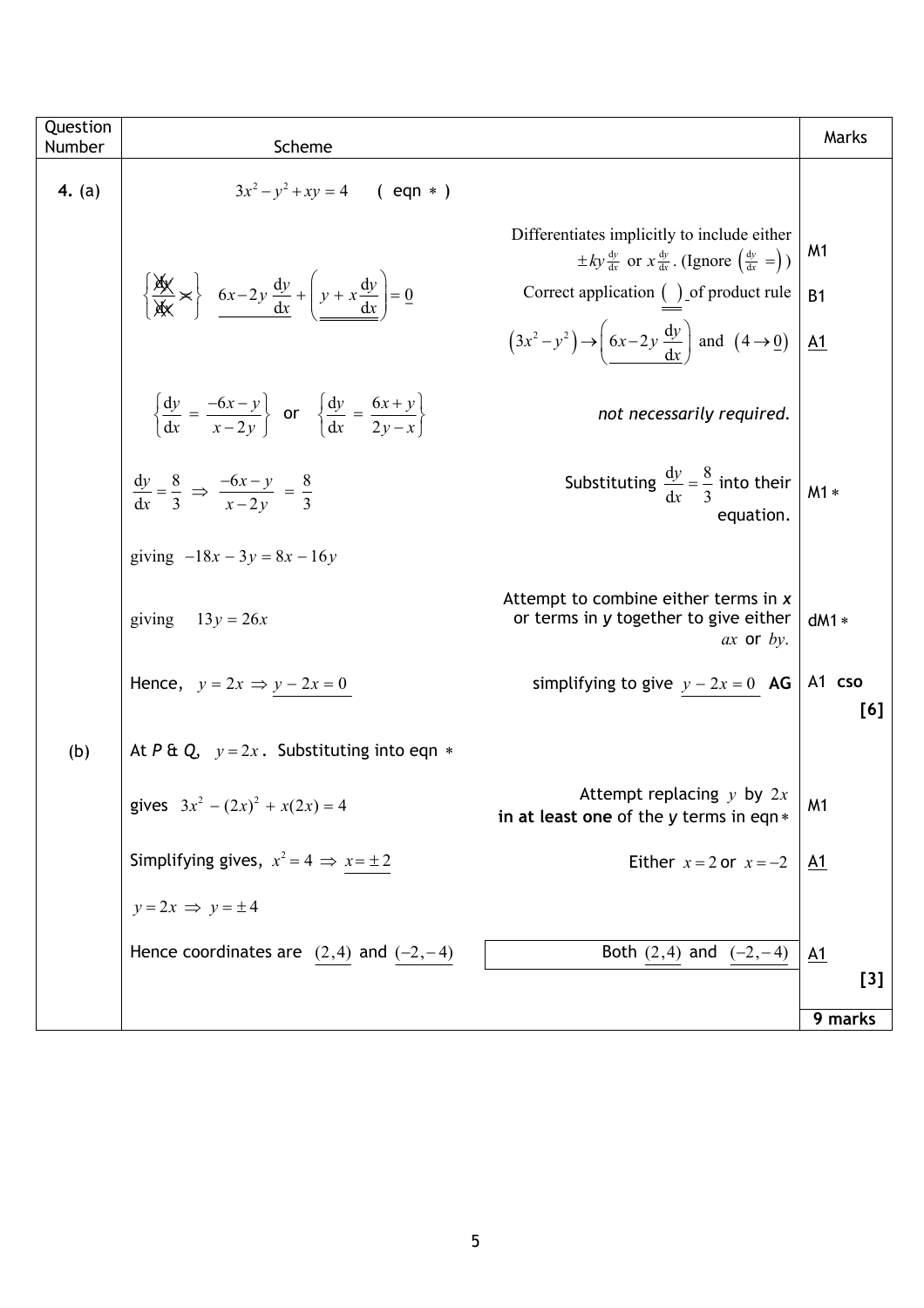| Question Number | Scheme | | Marks |
|---|---|---|---|
| **4.** (a) | $3x^2 - y^2 + xy = 4 \quad$ ( eqn $*$ ) | | |
| | $\left\{ \frac{\cancel{dy}}{\cancel{dx}} \times \right\} \quad \underline{6x - 2y\frac{dy}{dx}} + \left( \underline{\underline{y + x\frac{dy}{dx}}} \right) = \underline{0}$ | Differentiates implicitly to include either $\pm ky\frac{dy}{dx}$ or $x\frac{dy}{dx}$. (Ignore $\left(\frac{dy}{dx} = \right)$) | M1 |
| | | Correct application $\underline{\underline{(\;)}}$ of product rule | B1 |
| | | $(3x^2 - y^2) \to \left( \underline{6x - 2y\frac{dy}{dx}} \right)$ and $(4 \to \underline{0})$ | A1 |
| | $\left\{ \frac{dy}{dx} = \frac{-6x - y}{x - 2y} \right\}$ or $\left\{ \frac{dy}{dx} = \frac{6x + y}{2y - x} \right\}$ | *not necessarily required.* | |
| | $\frac{dy}{dx} = \frac{8}{3} \Rightarrow \frac{-6x - y}{x - 2y} = \frac{8}{3}$ | Substituting $\frac{dy}{dx} = \frac{8}{3}$ into their equation. | M1 $*$ |
| | giving $-18x - 3y = 8x - 16y$ | | |
| | giving $\quad 13y = 26x$ | Attempt to combine either terms in $x$ or terms in $y$ together to give either $ax$ or $by$. | dM1 $*$ |
| | Hence, $\; y = 2x \Rightarrow \underline{y - 2x = 0}$ | simplifying to give $\underline{y - 2x = 0}$ **AG** | A1 **cso** |
| | | | **[6]** |
| (b) | At *P* & *Q*, $\; y = 2x$. Substituting into eqn $*$ | | |
| | gives $\; 3x^2 - (2x)^2 + x(2x) = 4$ | Attempt replacing $y$ by $2x$ **in at least one** of the *y* terms in eqn $*$ | M1 |
| | Simplifying gives, $\; x^2 = 4 \Rightarrow \underline{x = \pm 2}$ | Either $x = 2$ or $x = -2$ | A1 |
| | $y = 2x \Rightarrow y = \pm 4$ | | |
| | Hence coordinates are $\; \underline{(2,4)}$ and $\underline{(-2,-4)}$ | Both $\underline{(2,4)}$ and $\underline{(-2,-4)}$ | A1 |
| | | | **[3]** |
| | | | **9 marks** |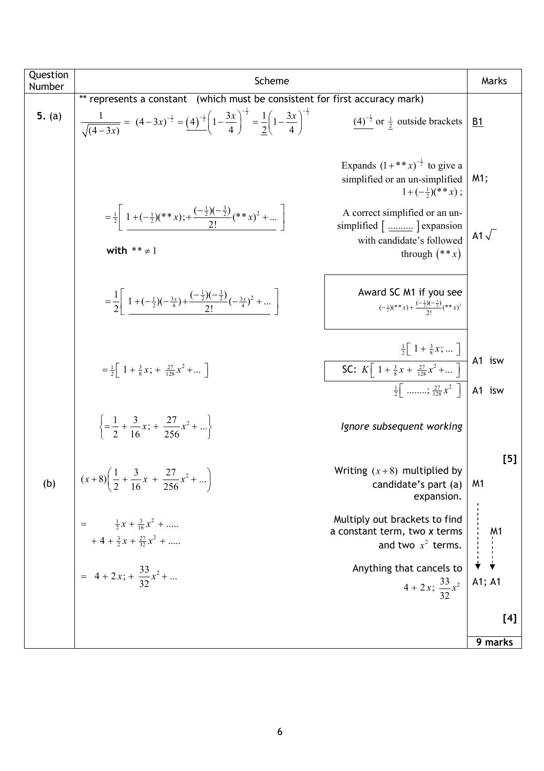| Question Number | Scheme | | Marks |
|---|---|---|---|
| | ** represents a constant (which must be consistent for first accuracy mark) | | |
| **5.** (a) | $\frac{1}{\sqrt{(4-3x)}} = (4-3x)^{-\frac{1}{2}} = \underline{(4)^{-\frac{1}{2}}}\left(1-\frac{3x}{4}\right)^{-\frac{1}{2}} = \underline{\frac{1}{2}}\left(1-\frac{3x}{4}\right)^{-\frac{1}{2}}$ | $\underline{(4)^{-\frac{1}{2}}}$ or $\underline{\frac{1}{2}}$ outside brackets | B1 |
| | | Expands $(1+{**}x)^{-\frac{1}{2}}$ to give a simplified or an un-simplified $1+(-\frac{1}{2})({**}x)$; | M1; |
| | $= \frac{1}{2}\left[\ 1+(-\frac{1}{2})({**}x);+\frac{(-\frac{1}{2})(-\frac{3}{2})}{2!}({**}x)^2+\ldots\ \right]$ **with** ${**} \neq 1$ | A correct simplified or an un-simplified $[\ \underline{\ldots\ldots\ldots}\ ]$ expansion with candidate's followed through $({**}x)$ | A1 $\sqrt{}$ |
| | $= \frac{1}{2}\left[\ 1+(-\frac{1}{2})(-\frac{3x}{4})+\frac{(-\frac{1}{2})(-\frac{3}{2})}{2!}(-\frac{3x}{4})^2+\ldots\ \right]$ | Award SC M1 if you see $(-\frac{1}{2})({**}x)+\frac{(-\frac{1}{2})(-\frac{3}{2})}{2!}({**}x)^2$ | |
| | $= \frac{1}{2}\left[\ 1+\frac{3}{8}x;+\ \frac{27}{128}x^2+\ldots\ \right]$ | $\frac{1}{2}\left[\ 1+\frac{3}{8}x;\ \ldots\ \right]$ SC: $K\left[\ 1+\frac{3}{8}x+\ \frac{27}{128}x^2+\ldots\ \right]$ | A1 isw |
| | | $\frac{1}{2}\left[\ \ldots\ldots\ldots;\ \frac{27}{128}x^2\ \right]$ | A1 isw |
| | $\left\{= \frac{1}{2}+\frac{3}{16}x;+\ \frac{27}{256}x^2+\ldots\right\}$ | *Ignore subsequent working* | |
| | | | **[5]** |
| (b) | $(x+8)\left(\frac{1}{2}+\frac{3}{16}x\ +\ \frac{27}{256}x^2+\ldots\right)$ | Writing $(x+8)$ multiplied by candidate's part (a) expansion. | M1 |
| | $= \quad \frac{1}{2}x+\frac{3}{16}x^2+\ldots\ldots$ $+\ 4+\frac{3}{2}x+\frac{27}{32}x^2+\ldots\ldots$ | Multiply out brackets to find a constant term, two $x$ terms and two $x^2$ terms. | M1 |
| | $=\ 4+2x;+\ \frac{33}{32}x^2+\ldots$ | Anything that cancels to $4+2x;\ \frac{33}{32}x^2$ | A1; A1 |
| | | | **[4]** |
| | | | **9 marks** |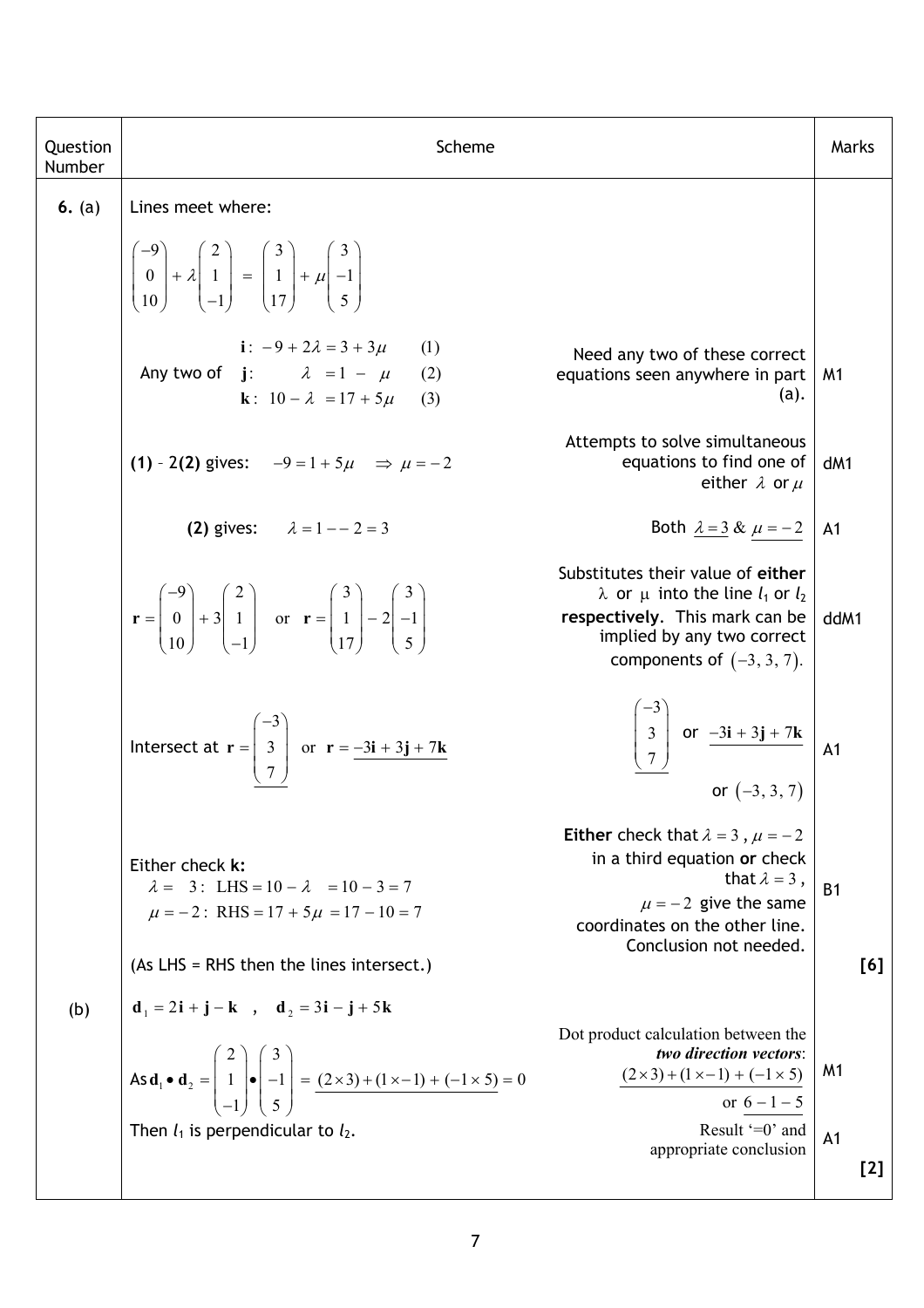| Question Number | Scheme | | Marks |
|---|---|---|---|
| **6.** (a) | Lines meet where: | | |
| | $\begin{pmatrix}-9\\0\\10\end{pmatrix}+\lambda\begin{pmatrix}2\\1\\-1\end{pmatrix} = \begin{pmatrix}3\\1\\17\end{pmatrix}+\mu\begin{pmatrix}3\\-1\\5\end{pmatrix}$ | | |
| | Any two of $\mathbf{i}: \; -9+2\lambda = 3+3\mu \quad (1)$ <br> $\mathbf{j}: \; \lambda = 1-\mu \quad (2)$ <br> $\mathbf{k}: \; 10-\lambda = 17+5\mu \quad (3)$ | Need any two of these correct equations seen anywhere in part (a). | M1 |
| | **(1)** – 2**(2)** gives: $\quad -9 = 1+5\mu \quad \Rightarrow \mu = -2$ | Attempts to solve simultaneous equations to find one of either $\lambda$ or $\mu$ | dM1 |
| | **(2)** gives: $\quad \lambda = 1 - -2 = 3$ | Both $\underline{\lambda = 3}$ & $\underline{\mu = -2}$ | A1 |
| | $\mathbf{r}=\begin{pmatrix}-9\\0\\10\end{pmatrix}+3\begin{pmatrix}2\\1\\-1\end{pmatrix}$ or $\mathbf{r}=\begin{pmatrix}3\\1\\17\end{pmatrix}-2\begin{pmatrix}3\\-1\\5\end{pmatrix}$ | Substitutes their value of **either** $\lambda$ or $\mu$ into the line $l_1$ or $l_2$ **respectively**. This mark can be implied by any two correct components of $(-3, 3, 7)$. | ddM1 |
| | Intersect at $\mathbf{r}=\underline{\begin{pmatrix}-3\\3\\7\end{pmatrix}}$ or $\mathbf{r} = \underline{-3\mathbf{i}+3\mathbf{j}+7\mathbf{k}}$ | $\underline{\begin{pmatrix}-3\\3\\7\end{pmatrix}}$ or $\underline{-3\mathbf{i}+3\mathbf{j}+7\mathbf{k}}$ <br> or $(-3, 3, 7)$ | A1 |
| | Either check **k:** <br> $\lambda = 3: \; \text{LHS} = 10-\lambda = 10-3 = 7$ <br> $\mu = -2: \; \text{RHS} = 17+5\mu = 17-10 = 7$ <br> (As LHS = RHS then the lines intersect.) | **Either** check that $\lambda = 3$, $\mu = -2$ in a third equation **or** check that $\lambda = 3$, $\mu = -2$ give the same coordinates on the other line. Conclusion not needed. | B1 <br> **[6]** |
| (b) | $\mathbf{d}_1 = 2\mathbf{i}+\mathbf{j}-\mathbf{k}$ , $\mathbf{d}_2 = 3\mathbf{i}-\mathbf{j}+5\mathbf{k}$ | | |
| | As $\mathbf{d}_1 \bullet \mathbf{d}_2 = \begin{pmatrix}2\\1\\-1\end{pmatrix}\bullet\begin{pmatrix}3\\-1\\5\end{pmatrix} = \underline{(2\times 3)+(1\times -1)+(-1\times 5)} = 0$ | Dot product calculation between the ***two direction vectors***: $\underline{(2\times 3)+(1\times -1)+(-1\times 5)}$ or $\underline{6-1-5}$ | M1 |
| | Then $l_1$ is perpendicular to $l_2$. | Result '=0' and appropriate conclusion | A1 <br> **[2]** |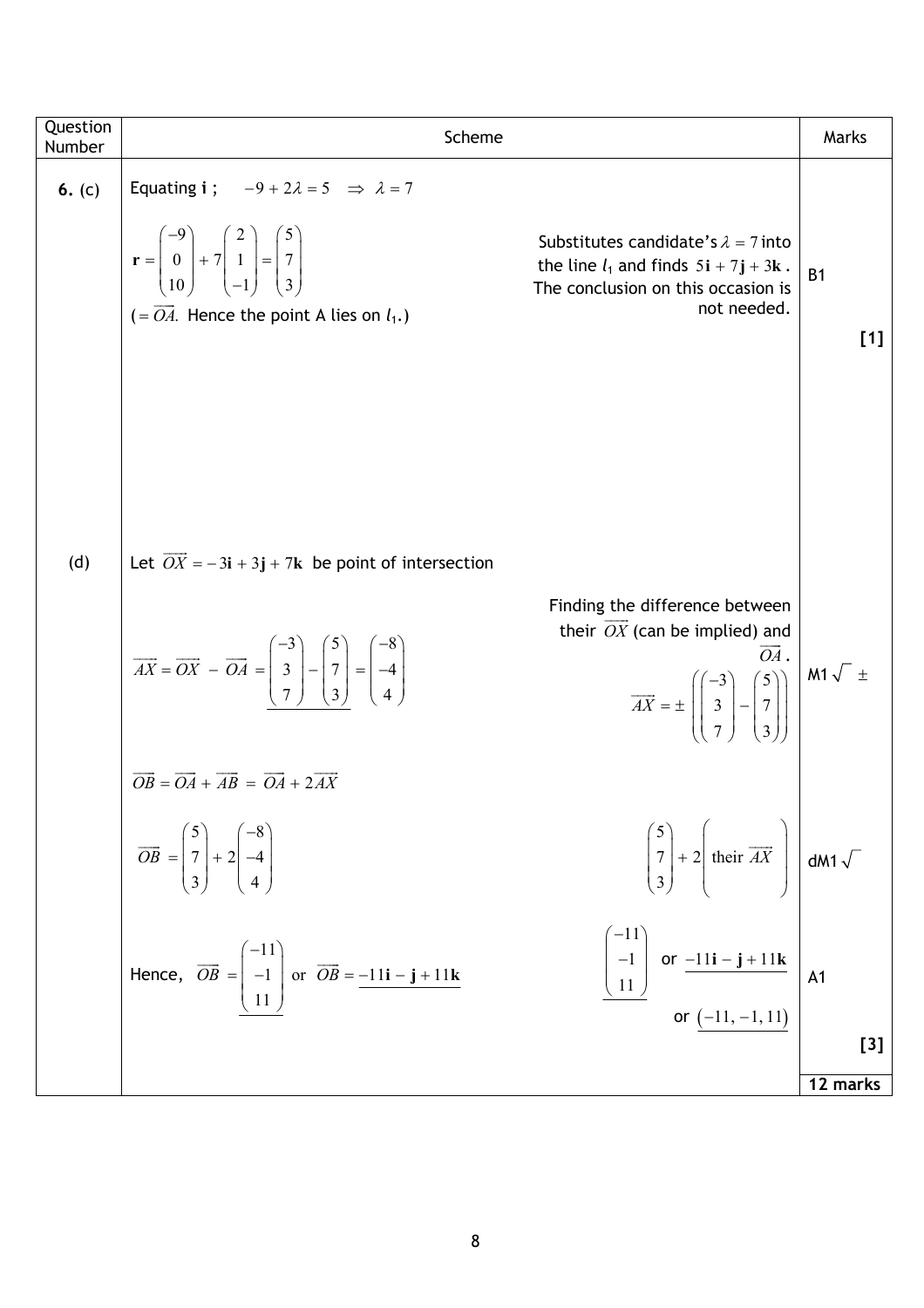| Question Number | Scheme | | Marks |
|---|---|---|---|
| **6.** (c) | Equating **i** ; $-9 + 2\lambda = 5 \Rightarrow \lambda = 7$ | | |
| | $\mathbf{r} = \begin{pmatrix} -9 \\ 0 \\ 10 \end{pmatrix} + 7\begin{pmatrix} 2 \\ 1 \\ -1 \end{pmatrix} = \begin{pmatrix} 5 \\ 7 \\ 3 \end{pmatrix}$ <br> $(= \overrightarrow{OA}.$ Hence the point A lies on $l_1$.) | Substitutes candidate's $\lambda = 7$ into the line $l_1$ and finds $5\mathbf{i} + 7\mathbf{j} + 3\mathbf{k}$. The conclusion on this occasion is not needed. | B1 |
| | | | **[1]** |
| (d) | Let $\overrightarrow{OX} = -3\mathbf{i} + 3\mathbf{j} + 7\mathbf{k}$ be point of intersection | | |
| | $\overrightarrow{AX} = \overrightarrow{OX} - \overrightarrow{OA} = \begin{pmatrix} -3 \\ 3 \\ 7 \end{pmatrix} - \begin{pmatrix} 5 \\ 7 \\ 3 \end{pmatrix} = \begin{pmatrix} -8 \\ -4 \\ 4 \end{pmatrix}$ | Finding the difference between their $\overrightarrow{OX}$ (can be implied) and $\overrightarrow{OA}$. <br> $\overrightarrow{AX} = \pm\left(\begin{pmatrix} -3 \\ 3 \\ 7 \end{pmatrix} - \begin{pmatrix} 5 \\ 7 \\ 3 \end{pmatrix}\right)$ | M1 $\sqrt{\ }$ $\pm$ |
| | $\overrightarrow{OB} = \overrightarrow{OA} + \overrightarrow{AB} = \overrightarrow{OA} + 2\overrightarrow{AX}$ | | |
| | $\overrightarrow{OB} = \begin{pmatrix} 5 \\ 7 \\ 3 \end{pmatrix} + 2\begin{pmatrix} -8 \\ -4 \\ 4 \end{pmatrix}$ | $\begin{pmatrix} 5 \\ 7 \\ 3 \end{pmatrix} + 2\left(\text{their } \overrightarrow{AX}\right)$ | dM1 $\sqrt{\ }$ |
| | Hence, $\overrightarrow{OB} = \begin{pmatrix} -11 \\ -1 \\ 11 \end{pmatrix}$ or $\overrightarrow{OB} = -11\mathbf{i} - \mathbf{j} + 11\mathbf{k}$ | $\begin{pmatrix} -11 \\ -1 \\ 11 \end{pmatrix}$ or $-11\mathbf{i} - \mathbf{j} + 11\mathbf{k}$ <br> or $(-11, -1, 11)$ | A1 |
| | | | **[3]** |
| | | | **12 marks** |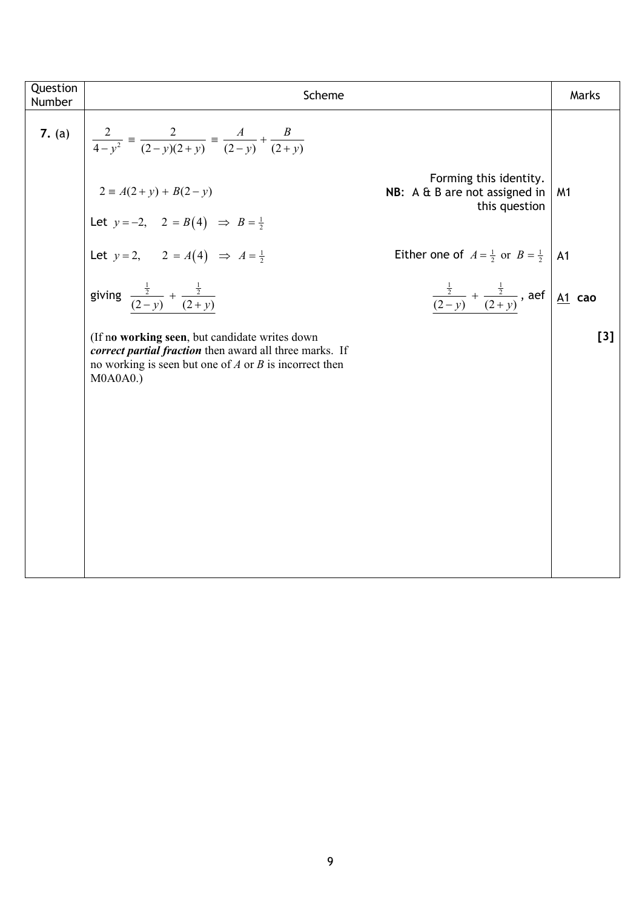| Question Number | Scheme | | Marks |
|---|---|---|---|
| **7.** (a) | $\dfrac{2}{4-y^2} \equiv \dfrac{2}{(2-y)(2+y)} \equiv \dfrac{A}{(2-y)} + \dfrac{B}{(2+y)}$ | | |
| | $2 \equiv A(2+y) + B(2-y)$ | Forming this identity. **NB**: A & B are not assigned in this question | M1 |
| | Let $y = -2, \quad 2 = B(4) \;\Rightarrow\; B = \frac{1}{2}$ | | |
| | Let $y = 2, \quad 2 = A(4) \;\Rightarrow\; A = \frac{1}{2}$ | Either one of $A = \frac{1}{2}$ or $B = \frac{1}{2}$ | A1 |
| | giving $\dfrac{\frac{1}{2}}{(2-y)} + \dfrac{\frac{1}{2}}{(2+y)}$ | $\dfrac{\frac{1}{2}}{(2-y)} + \dfrac{\frac{1}{2}}{(2+y)}$, aef | A1 **cao** |
| | (If n**o working seen**, but candidate writes down ***correct partial fraction*** then award all three marks. If no working is seen but one of $A$ or $B$ is incorrect then M0A0A0.) | | **[3]** |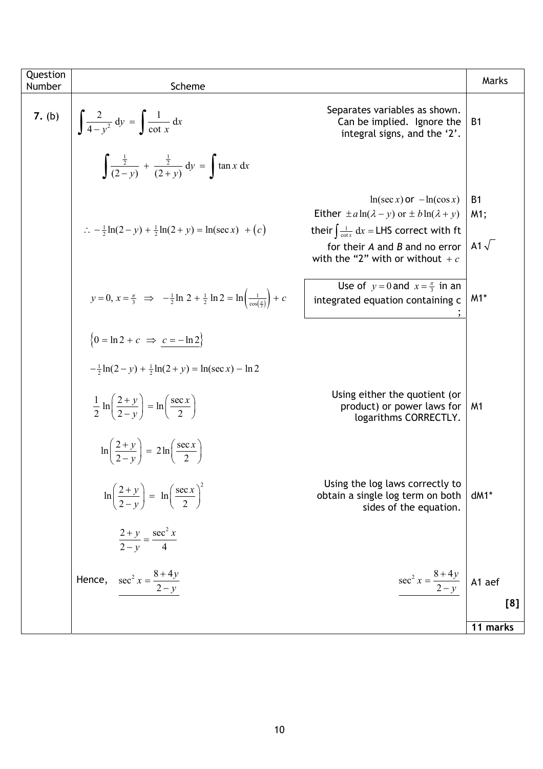| Question Number | Scheme | | Marks |
|---|---|---|---|
| **7.** (b) | $\int \frac{2}{4-y^2}\,dy = \int \frac{1}{\cot x}\,dx$ | Separates variables as shown. Can be implied. Ignore the integral signs, and the '2'. | B1 |
| | $\int \frac{\frac{1}{2}}{(2-y)} + \frac{\frac{1}{2}}{(2+y)}\,dy = \int \tan x\,dx$ | | |
| | $\therefore -\frac{1}{2}\ln(2-y) + \frac{1}{2}\ln(2+y) = \ln(\sec x) \; + (c)$ | $\ln(\sec x)$ or $-\ln(\cos x)$ <br> Either $\pm a\ln(\lambda - y)$ or $\pm b\ln(\lambda + y)$ <br> their $\int \frac{1}{\cot x}\,dx =$ LHS correct with ft for their *A* and *B* and no error with the "2" with or without $+c$ | B1 <br> M1; <br> A1 $\sqrt{}$ |
| | $y=0,\ x=\frac{\pi}{3} \;\Rightarrow\; -\frac{1}{2}\ln 2 + \frac{1}{2}\ln 2 = \ln\left(\frac{1}{\cos\left(\frac{\pi}{3}\right)}\right) + c$ | Use of $y=0$ and $x=\frac{\pi}{3}$ in an integrated equation containing c ; | M1* |
| | $\{0 = \ln 2 + c \;\Rightarrow\; \underline{c = -\ln 2}\}$ | | |
| | $-\frac{1}{2}\ln(2-y) + \frac{1}{2}\ln(2+y) = \ln(\sec x) - \ln 2$ | | |
| | $\frac{1}{2}\ln\left(\frac{2+y}{2-y}\right) = \ln\left(\frac{\sec x}{2}\right)$ | Using either the quotient (or product) or power laws for logarithms CORRECTLY. | M1 |
| | $\ln\left(\frac{2+y}{2-y}\right) = 2\ln\left(\frac{\sec x}{2}\right)$ | | |
| | $\ln\left(\frac{2+y}{2-y}\right) = \ln\left(\frac{\sec x}{2}\right)^2$ | Using the log laws correctly to obtain a single log term on both sides of the equation. | dM1* |
| | $\frac{2+y}{2-y} = \frac{\sec^2 x}{4}$ | | |
| | Hence, $\underline{\sec^2 x = \frac{8+4y}{2-y}}$ | $\underline{\sec^2 x = \frac{8+4y}{2-y}}$ | A1 aef |
| | | | **[8]** |
| | | | **11 marks** |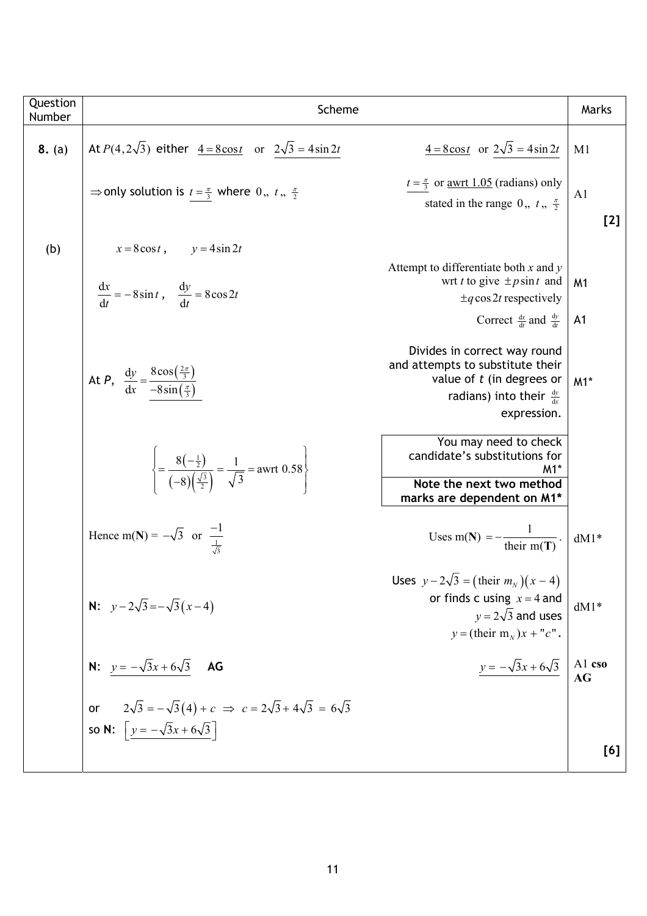| Question Number | Scheme | | Marks |
|---|---|---|---|
| **8.** (a) | At $P(4, 2\sqrt{3})$ either $\underline{4 = 8\cos t}$ or $\underline{2\sqrt{3} = 4\sin 2t}$ | $\underline{4 = 8\cos t}$ or $\underline{2\sqrt{3} = 4\sin 2t}$ | M1 |
| | $\Rightarrow$ only solution is $\underline{t = \frac{\pi}{3}}$ where $0 \leq t \leq \frac{\pi}{2}$ | $\underline{t = \frac{\pi}{3}}$ or $\underline{\text{awrt } 1.05}$ (radians) only stated in the range $0 \leq t \leq \frac{\pi}{2}$ | A1 |
| | | | **[2]** |
| (b) | $x = 8\cos t, \quad y = 4\sin 2t$ | | |
| | $\frac{dx}{dt} = -8\sin t, \quad \frac{dy}{dt} = 8\cos 2t$ | Attempt to differentiate both $x$ and $y$ wrt $t$ to give $\pm p\sin t$ and $\pm q\cos 2t$ respectively | M1 |
| | | Correct $\frac{dx}{dt}$ and $\frac{dy}{dt}$ | A1 |
| | At *P*, $\frac{dy}{dx} = \underline{\frac{8\cos\left(\frac{2\pi}{3}\right)}{-8\sin\left(\frac{\pi}{3}\right)}}$ | Divides in correct way round and attempts to substitute their value of *t* (in degrees or radians) into their $\frac{dy}{dx}$ expression. | M1* |
| | $\left\{= \frac{8\left(-\frac{1}{2}\right)}{(-8)\left(\frac{\sqrt{3}}{2}\right)} = \frac{1}{\sqrt{3}} = \text{awrt } 0.58\right\}$ | You may need to check candidate's substitutions for M1*. **Note the next two method marks are dependent on M1*** | |
| | Hence m(**N**) $= -\sqrt{3}$ or $\frac{-1}{\frac{1}{\sqrt{3}}}$ | Uses m(**N**) $= -\frac{1}{\text{their m}(\mathbf{T})}$. | dM1* |
| | **N**: $y - 2\sqrt{3} = -\sqrt{3}(x - 4)$ | Uses $y - 2\sqrt{3} = (\text{their } m_N)(x - 4)$ or finds c using $x = 4$ and $y = 2\sqrt{3}$ and uses $y = (\text{their } m_N)x + "c"$. | dM1* |
| | **N**: $\underline{y = -\sqrt{3}x + 6\sqrt{3}}$ **AG** | $\underline{y = -\sqrt{3}x + 6\sqrt{3}}$ | A1 **cso AG** |
| | or $2\sqrt{3} = -\sqrt{3}(4) + c \Rightarrow c = 2\sqrt{3} + 4\sqrt{3} = 6\sqrt{3}$ so **N**: $\left[\underline{y = -\sqrt{3}x + 6\sqrt{3}}\right]$ | | |
| | | | **[6]** |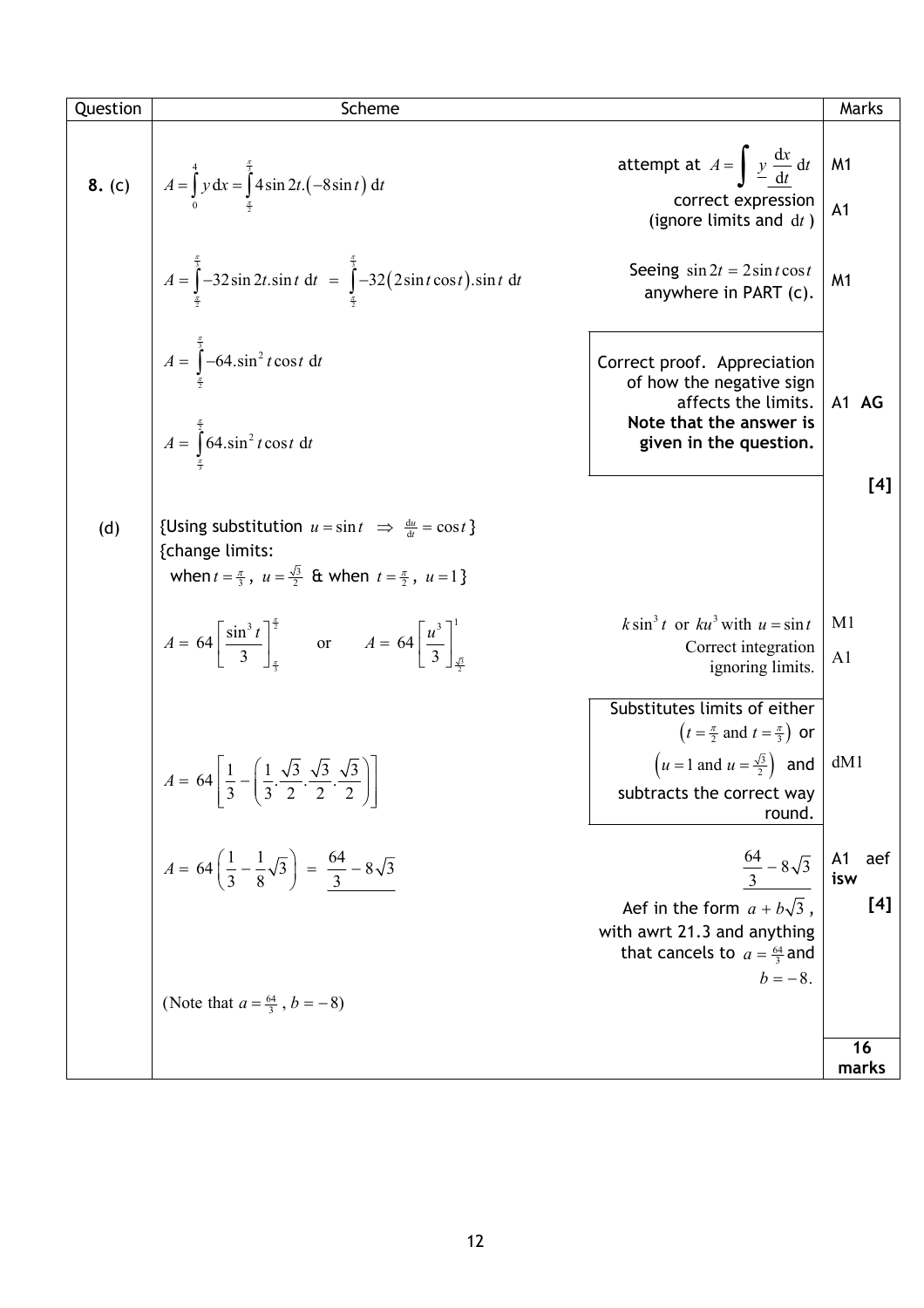| Question | Scheme | | Marks |
|---|---|---|---|
| **8.** (c) | $A = \int_0^4 y\,\mathrm{d}x = \int_{\frac{\pi}{2}}^{\frac{\pi}{3}} 4\sin 2t.\left(-8\sin t\right)\,\mathrm{d}t$ | attempt at $A = \int \underline{y}\,\underline{\frac{\mathrm{d}x}{\mathrm{d}t}}\,\mathrm{d}t$ | M1 |
| | | correct expression (ignore limits and $\mathrm{d}t$) | A1 |
| | $A = \int_{\frac{\pi}{2}}^{\frac{\pi}{3}} -32\sin 2t.\sin t\,\mathrm{d}t = \int_{\frac{\pi}{2}}^{\frac{\pi}{3}} -32\left(2\sin t\cos t\right).\sin t\,\mathrm{d}t$ | Seeing $\sin 2t = 2\sin t\cos t$ anywhere in PART (c). | M1 |
| | $A = \int_{\frac{\pi}{2}}^{\frac{\pi}{3}} -64.\sin^2 t\cos t\,\mathrm{d}t$ <br> $A = \int_{\frac{\pi}{3}}^{\frac{\pi}{2}} 64.\sin^2 t\cos t\,\mathrm{d}t$ | Correct proof. Appreciation of how the negative sign affects the limits. **Note that the answer is given in the question.** | A1 **AG** |
| | | | **[4]** |
| (d) | {Using substitution $u = \sin t \;\Rightarrow\; \frac{\mathrm{d}u}{\mathrm{d}t} = \cos t$} <br> {change limits: <br> when $t = \frac{\pi}{3}$, $u = \frac{\sqrt{3}}{2}$ & when $t = \frac{\pi}{2}$, $u = 1$} | | |
| | $A = 64\left[\frac{\sin^3 t}{3}\right]_{\frac{\pi}{3}}^{\frac{\pi}{2}}$ or $A = 64\left[\frac{u^3}{3}\right]_{\frac{\sqrt{3}}{2}}^{1}$ | $k\sin^3 t$ or $ku^3$ with $u = \sin t$ | M1 |
| | | Correct integration ignoring limits. | A1 |
| | $A = 64\left[\frac{1}{3} - \left(\frac{1}{3}.\frac{\sqrt{3}}{2}.\frac{\sqrt{3}}{2}.\frac{\sqrt{3}}{2}\right)\right]$ | Substitutes limits of either $\left(t = \frac{\pi}{2} \text{ and } t = \frac{\pi}{3}\right)$ or $\left(u = 1 \text{ and } u = \frac{\sqrt{3}}{2}\right)$ and subtracts the correct way round. | dM1 |
| | $A = 64\left(\frac{1}{3} - \frac{1}{8}\sqrt{3}\right) = \underline{\frac{64}{3} - 8\sqrt{3}}$ | $\underline{\frac{64}{3} - 8\sqrt{3}}$ <br> Aef in the form $a + b\sqrt{3}$, with awrt 21.3 and anything that cancels to $a = \frac{64}{3}$ and $b = -8$. | A1 aef isw <br> **[4]** |
| | (Note that $a = \frac{64}{3}$, $b = -8$) | | |
| | | | **16 marks** |